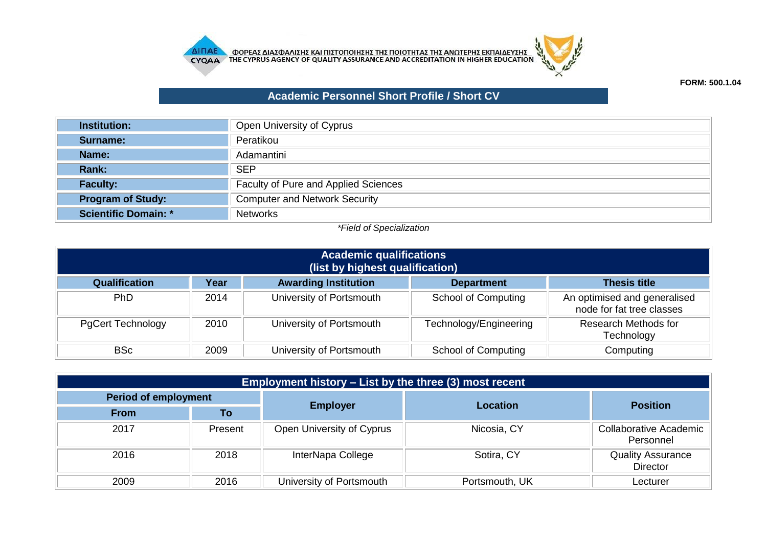ΦΟΡΕΑΣ ΔΙΑΣΦΑΛΙΣΗΣ ΚΑΙ ΠΙΣΤΟΠΟΙΗΣΗΣ ΤΗΣ ΠΟΙΟΤΗΤΑΣ ΤΗΣ ΑΝΩΤΕΡΗΣ ΕΚΠΑΙΔΕΥΣΗΣ
THE CYPRUS AGENCY OF QUALITY ASSURANCE AND ACCREDITATION IN HIGHER EDUCATION

**FORM: 500.1.04**

# Academic Personnel Short Profile / Short CV

| | |
|---|---|
| **Institution:** | Open University of Cyprus |
| **Surname:** | Peratikou |
| **Name:** | Adamantini |
| **Rank:** | SEP |
| **Faculty:** | Faculty of Pure and Applied Sciences |
| **Program of Study:** | Computer and Network Security |
| **Scientific Domain: *** | Networks |

*\*Field of Specialization*

## Academic qualifications (list by highest qualification)

| Qualification | Year | Awarding Institution | Department | Thesis title |
|---|---|---|---|---|
| PhD | 2014 | University of Portsmouth | School of Computing | An optimised and generalised node for fat tree classes |
| PgCert Technology | 2010 | University of Portsmouth | Technology/Engineering | Research Methods for Technology |
| BSc | 2009 | University of Portsmouth | School of Computing | Computing |

## Employment history – List by the three (3) most recent

| Period of employment | | Employer | Location | Position |
|---|---|---|---|---|
| From | To | | | |
| 2017 | Present | Open University of Cyprus | Nicosia, CY | Collaborative Academic Personnel |
| 2016 | 2018 | InterNapa College | Sotira, CY | Quality Assurance Director |
| 2009 | 2016 | University of Portsmouth | Portsmouth, UK | Lecturer |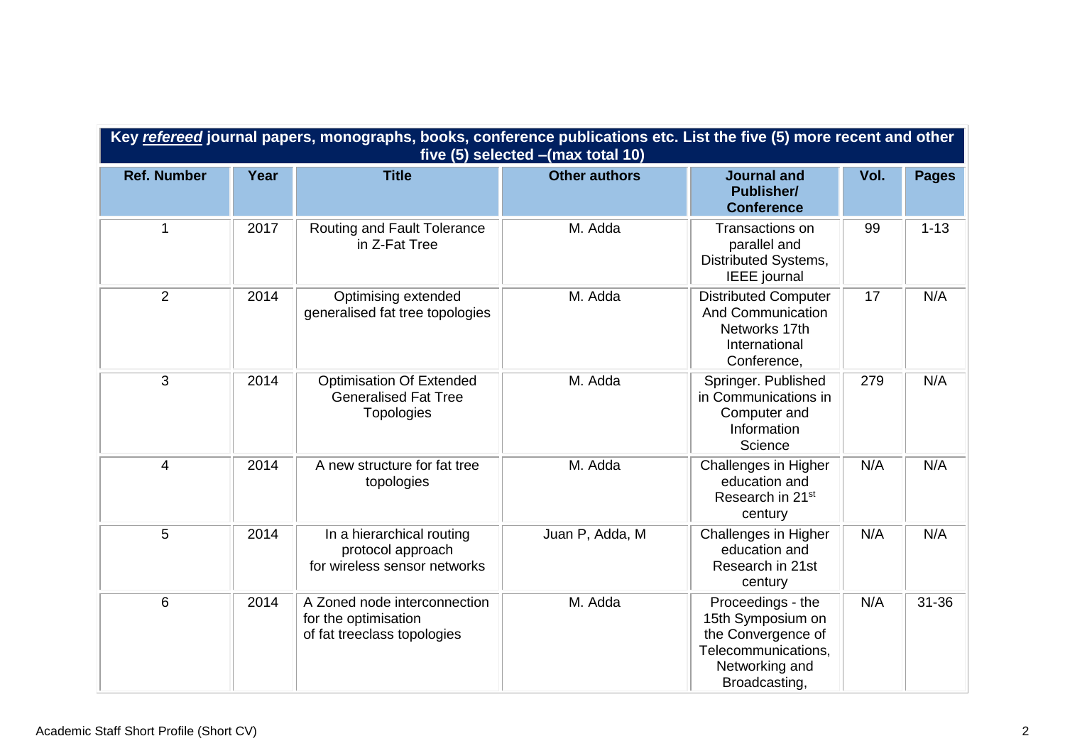| Key ***refereed*** journal papers, monographs, books, conference publications etc. List the five (5) more recent and other five (5) selected –(max total 10) | | | | | | |
|---|---|---|---|---|---|---|
| **Ref. Number** | **Year** | **Title** | **Other authors** | **Journal and Publisher/ Conference** | **Vol.** | **Pages** |
| 1 | 2017 | Routing and Fault Tolerance in Z-Fat Tree | M. Adda | Transactions on parallel and Distributed Systems, IEEE journal | 99 | 1-13 |
| 2 | 2014 | Optimising extended generalised fat tree topologies | M. Adda | Distributed Computer And Communication Networks 17th International Conference, | 17 | N/A |
| 3 | 2014 | Optimisation Of Extended Generalised Fat Tree Topologies | M. Adda | Springer. Published in Communications in Computer and Information Science | 279 | N/A |
| 4 | 2014 | A new structure for fat tree topologies | M. Adda | Challenges in Higher education and Research in 21st century | N/A | N/A |
| 5 | 2014 | In a hierarchical routing protocol approach for wireless sensor networks | Juan P, Adda, M | Challenges in Higher education and Research in 21st century | N/A | N/A |
| 6 | 2014 | A Zoned node interconnection for the optimisation of fat treeclass topologies | M. Adda | Proceedings - the 15th Symposium on the Convergence of Telecommunications, Networking and Broadcasting, | N/A | 31-36 |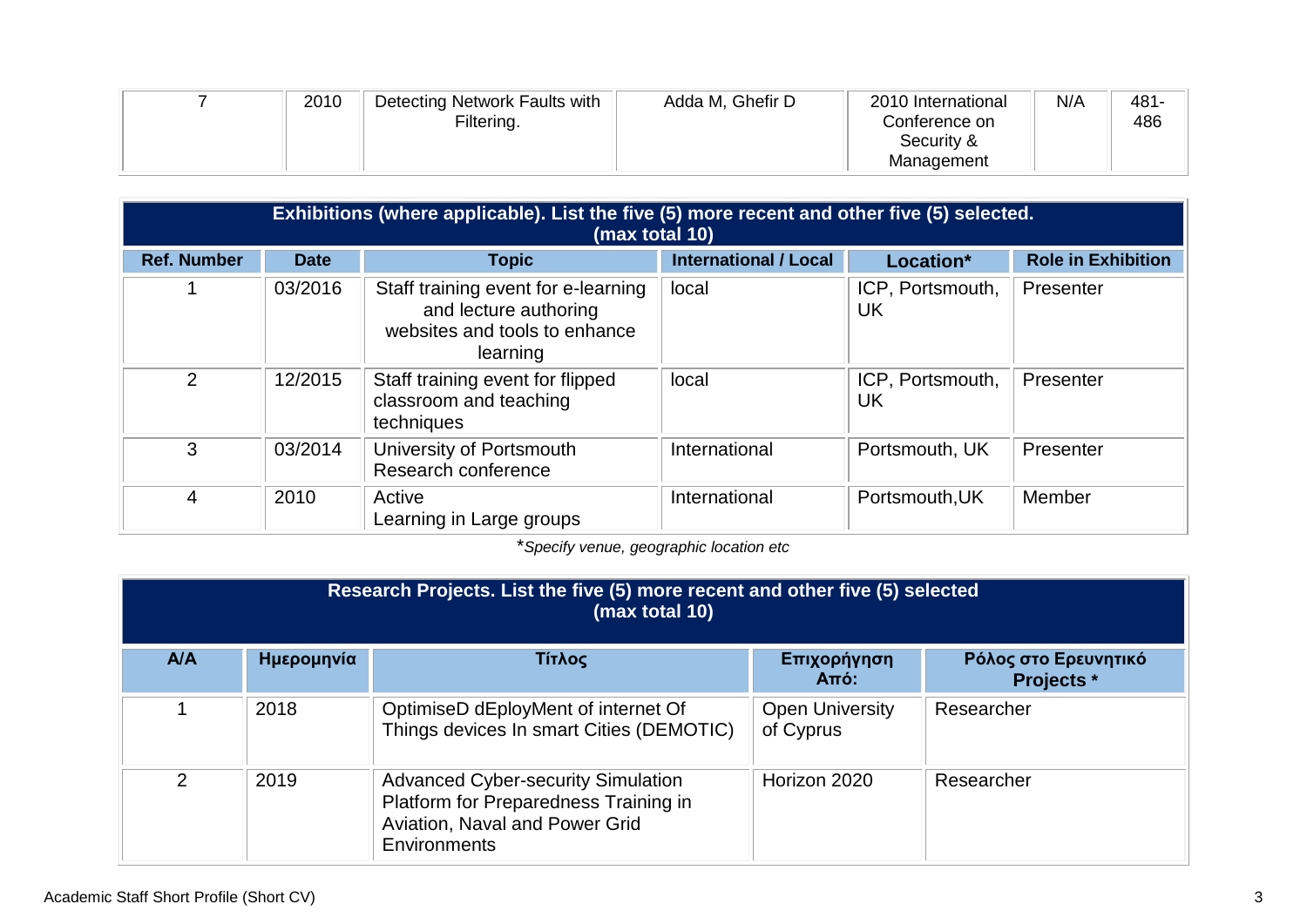| 7 | 2010 | Detecting Network Faults with Filtering. | Adda M, Ghefir D | 2010 International Conference on Security & Management | N/A | 481-486 |
|---|---|---|---|---|---|---|

| Exhibitions (where applicable). List the five (5) more recent and other five (5) selected. (max total 10) | | | | | |
|---|---|---|---|---|---|
| **Ref. Number** | **Date** | **Topic** | **International / Local** | **Location*** | **Role in Exhibition** |
| 1 | 03/2016 | Staff training event for e-learning and lecture authoring websites and tools to enhance learning | local | ICP, Portsmouth, UK | Presenter |
| 2 | 12/2015 | Staff training event for flipped classroom and teaching techniques | local | ICP, Portsmouth, UK | Presenter |
| 3 | 03/2014 | University of Portsmouth Research conference | International | Portsmouth, UK | Presenter |
| 4 | 2010 | Active Learning in Large groups | International | Portsmouth,UK | Member |

**Specify venue, geographic location etc*

| Research Projects. List the five (5) more recent and other five (5) selected (max total 10) | | | | |
|---|---|---|---|---|
| **A/A** | **Ημερομηνία** | **Τίτλος** | **Επιχορήγηση Από:** | **Ρόλος στο Ερευνητικό Projects *** |
| 1 | 2018 | OptimiseD dEployMent of internet Of Things devices In smart Cities (DEMOTIC) | Open University of Cyprus | Researcher |
| 2 | 2019 | Advanced Cyber-security Simulation Platform for Preparedness Training in Aviation, Naval and Power Grid Environments | Horizon 2020 | Researcher |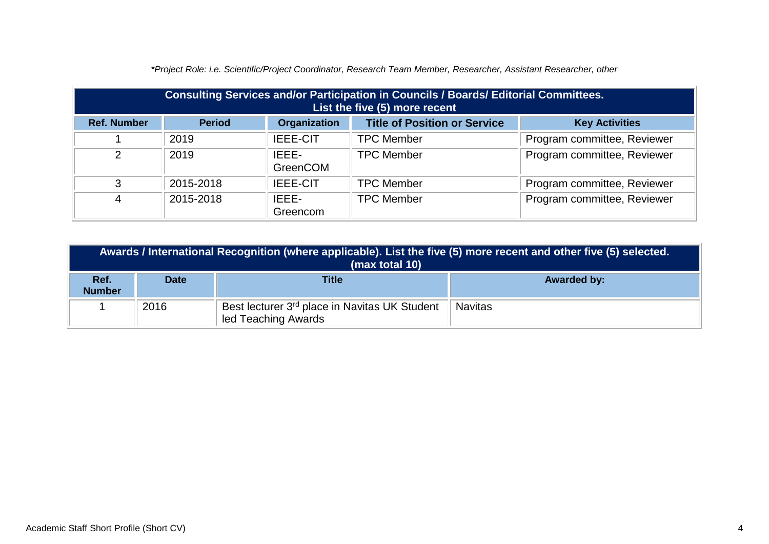*\*Project Role: i.e. Scientific/Project Coordinator, Research Team Member, Researcher, Assistant Researcher, other*

| Consulting Services and/or Participation in Councils / Boards/ Editorial Committees. List the five (5) more recent | | | | |
|---|---|---|---|---|
| **Ref. Number** | **Period** | **Organization** | **Title of Position or Service** | **Key Activities** |
| 1 | 2019 | IEEE-CIT | TPC Member | Program committe, Reviewer |
| 2 | 2019 | IEEE-GreenCOM | TPC Member | Program committe, Reviewer |
| 3 | 2015-2018 | IEEE-CIT | TPC Member | Program committe, Reviewer |
| 4 | 2015-2018 | IEEE-Greencom | TPC Member | Program committe, Reviewer |

| Awards / International Recognition (where applicable). List the five (5) more recent and other five (5) selected. (max total 10) | | | |
|---|---|---|---|
| **Ref. Number** | **Date** | **Title** | **Awarded by:** |
| 1 | 2016 | Best lecturer 3rd place in Navitas UK Student led Teaching Awards | Navitas |

Academic Staff Short Profile (Short CV)